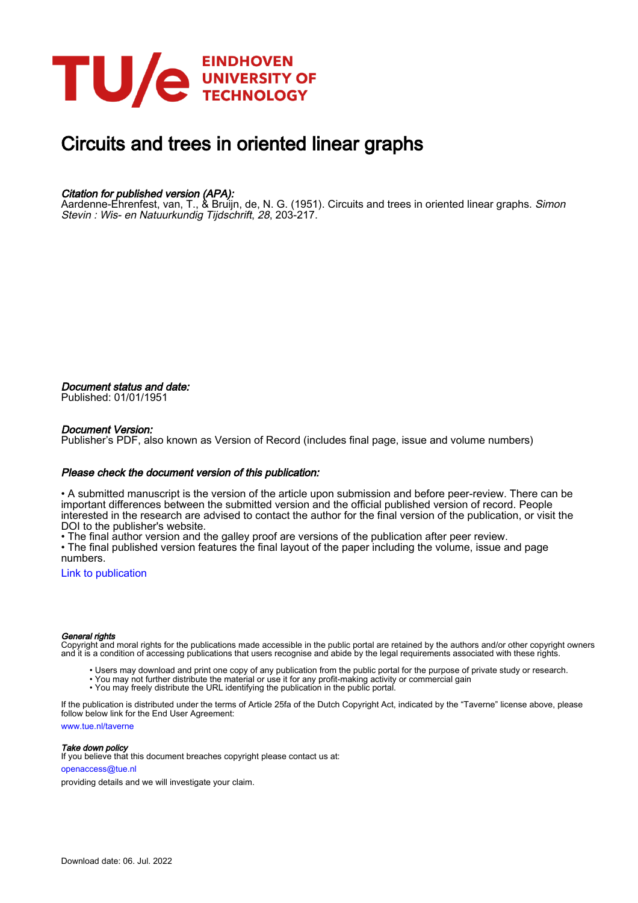EINDHOVEN UNIVERSITY OF TECHNOLOGY

# Circuits and trees in oriented linear graphs

*Citation for published version (APA):*
Aardenne-Ehrenfest, van, T., & Bruijn, de, N. G. (1951). Circuits and trees in oriented linear graphs. *Simon Stevin : Wis- en Natuurkundig Tijdschrift*, *28*, 203-217.

*Document status and date:*
Published: 01/01/1951

*Document Version:*
Publisher's PDF, also known as Version of Record (includes final page, issue and volume numbers)

*Please check the document version of this publication:*

• A submitted manuscript is the version of the article upon submission and before peer-review. There can be important differences between the submitted version and the official published version of record. People interested in the research are advised to contact the author for the final version of the publication, or visit the DOI to the publisher's website.
• The final author version and the galley proof are versions of the publication after peer review.
• The final published version features the final layout of the paper including the volume, issue and page numbers.

Link to publication

*General rights*
Copyright and moral rights for the publications made accessible in the public portal are retained by the authors and/or other copyright owners and it is a condition of accessing publications that users recognise and abide by the legal requirements associated with these rights.

- Users may download and print one copy of any publication from the public portal for the purpose of private study or research.
- You may not further distribute the material or use it for any profit-making activity or commercial gain
- You may freely distribute the URL identifying the publication in the public portal.

If the publication is distributed under the terms of Article 25fa of the Dutch Copyright Act, indicated by the "Taverne" license above, please follow below link for the End User Agreement:

www.tue.nl/taverne

*Take down policy*
If you believe that this document breaches copyright please contact us at:

openaccess@tue.nl

providing details and we will investigate your claim.

Download date: 06. Jul. 2022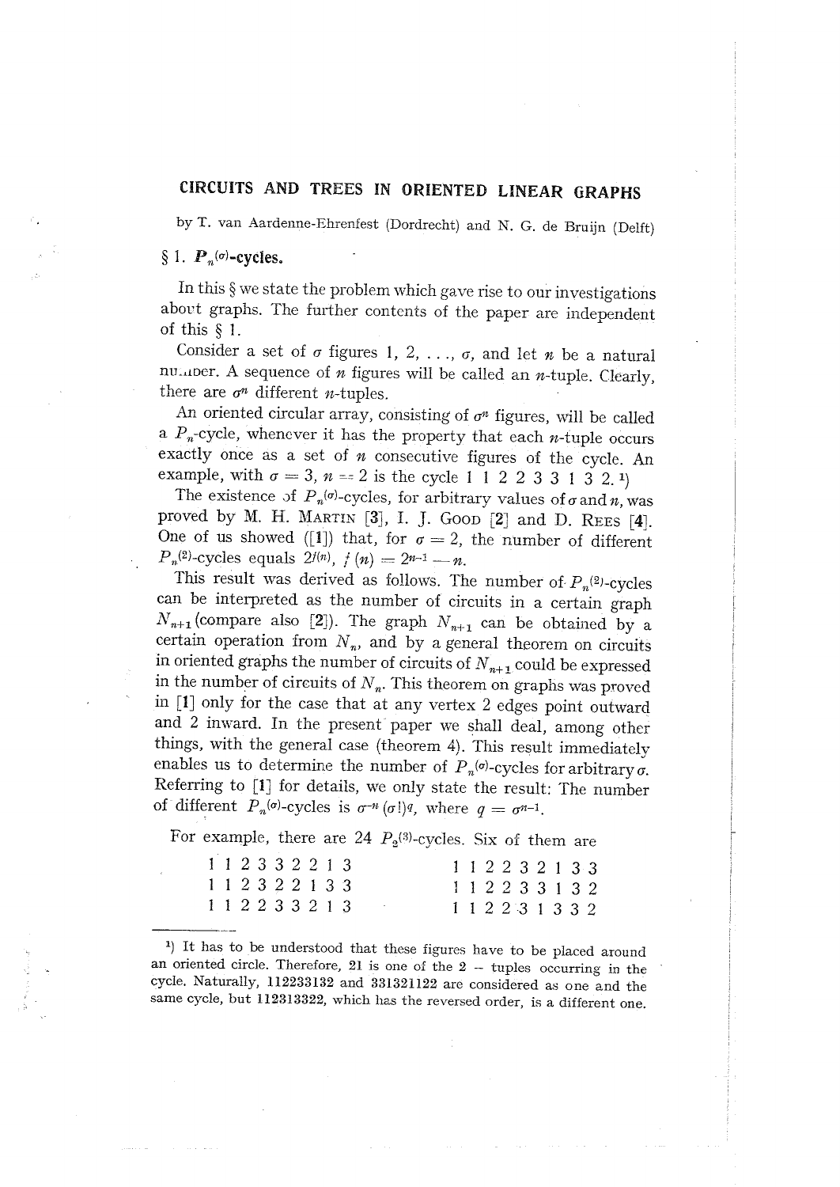## CIRCUITS AND TREES IN ORIENTED LINEAR GRAPHS

by T. van Aardenne-Ehrenfest (Dordrecht) and N. G. de Bruijn (Delft)

### § 1. $P_n^{(\sigma)}$-cycles.

In this § we state the problem which gave rise to our investigations about graphs. The further contents of the paper are independent of this § 1.

Consider a set of $\sigma$ figures 1, 2, ..., $\sigma$, and let $n$ be a natural number. A sequence of $n$ figures will be called an $n$-tuple. Clearly, there are $\sigma^n$ different $n$-tuples.

An oriented circular array, consisting of $\sigma^n$ figures, will be called a $P_n$-cycle, whenever it has the property that each $n$-tuple occurs exactly once as a set of $n$ consecutive figures of the cycle. An example, with $\sigma = 3$, $n = 2$ is the cycle 1 1 2 2 3 3 1 3 2. [1])

The existence of $P_n^{(\sigma)}$-cycles, for arbitrary values of $\sigma$ and $n$, was proved by M. H. Martin [3], I. J. Good [2] and D. Rees [4]. One of us showed ([1]) that, for $\sigma = 2$, the number of different $P_n^{(2)}$-cycles equals $2^{f(n)}$, $f(n) = 2^{n-1} - n$.

This result was derived as follows. The number of $P_n^{(2)}$-cycles can be interpreted as the number of circuits in a certain graph $N_{n+1}$ (compare also [2]). The graph $N_{n+1}$ can be obtained by a certain operation from $N_n$, and by a general theorem on circuits in oriented graphs the number of circuits of $N_{n+1}$ could be expressed in the number of circuits of $N_n$. This theorem on graphs was proved in [1] only for the case that at any vertex 2 edges point outward and 2 inward. In the present paper we shall deal, among other things, with the general case (theorem 4). This result immediately enables us to determine the number of $P_n^{(\sigma)}$-cycles for arbitrary $\sigma$. Referring to [1] for details, we only state the result: The number of different $P_n^{(\sigma)}$-cycles is $\sigma^{-n}(\sigma!)^q$, where $q = \sigma^{n-1}$.

For example, there are 24 $P_2^{(3)}$-cycles. Six of them are

```
1 1 2 3 3 2 2 1 3        1 1 2 2 3 2 1 3 3
1 1 2 3 2 2 1 3 3        1 1 2 2 3 3 1 3 2
1 1 2 2 3 3 2 1 3        1 1 2 2 3 1 3 3 2
```

---

[1]) It has to be understood that these figures have to be placed around an oriented circle. Therefore, 21 is one of the 2 – tuples occurring in the cycle. Naturally, 112233132 and 331321122 are considered as one and the same cycle, but 112313322, which has the reversed order, is a different one.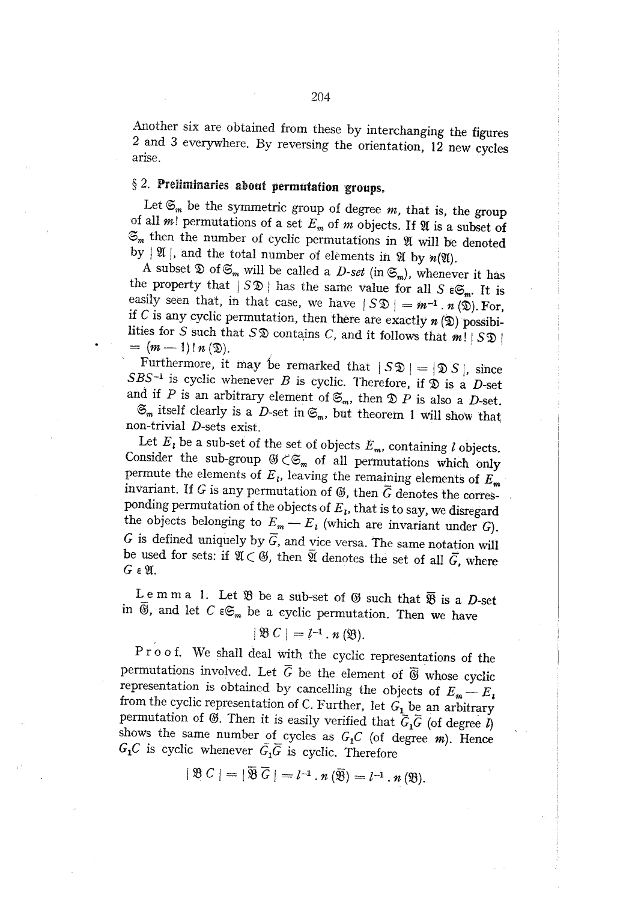Another six are obtained from these by interchanging the figures 2 and 3 everywhere. By reversing the orientation, 12 new cycles arise.

## § 2. Preliminaries about permutation groups.

Let $\mathfrak{S}_m$ be the symmetric group of degree $m$, that is, the group of all $m!$ permutations of a set $E_m$ of $m$ objects. If $\mathfrak{A}$ is a subset of $\mathfrak{S}_m$ then the number of cyclic permutations in $\mathfrak{A}$ will be denoted by $|\mathfrak{A}|$, and the total number of elements in $\mathfrak{A}$ by $n(\mathfrak{A})$.

A subset $\mathfrak{D}$ of $\mathfrak{S}_m$ will be called a *D-set* (in $\mathfrak{S}_m$), whenever it has the property that $|S\mathfrak{D}|$ has the same value for all $S \in \mathfrak{S}_m$. It is easily seen that, in that case, we have $|S\mathfrak{D}| = m^{-1} . n(\mathfrak{D})$. For, if $C$ is any cyclic permutation, then there are exactly $n(\mathfrak{D})$ possibilities for $S$ such that $S\mathfrak{D}$ contains $C$, and it follows that $m! \, |S\mathfrak{D}| = (m-1)! \, n(\mathfrak{D})$.

Furthermore, it may be remarked that $|S\mathfrak{D}| = |\mathfrak{D}S|$, since $SBS^{-1}$ is cyclic whenever $B$ is cyclic. Therefore, if $\mathfrak{D}$ is a $D$-set and if $P$ is an arbitrary element of $\mathfrak{S}_m$, then $\mathfrak{D}P$ is also a $D$-set.

$\mathfrak{S}_m$ itself clearly is a $D$-set in $\mathfrak{S}_m$, but theorem 1 will show that non-trivial $D$-sets exist.

Let $E_l$ be a sub-set of the set of objects $E_m$, containing $l$ objects. Consider the sub-group $\mathfrak{G} \subset \mathfrak{S}_m$ of all permutations which only permute the elements of $E_l$, leaving the remaining elements of $E_m$ invariant. If $G$ is any permutation of $\mathfrak{G}$, then $\bar{G}$ denotes the corresponding permutation of the objects of $E_l$, that is to say, we disregard the objects belonging to $E_m - E_l$ (which are invariant under $G$). $G$ is defined uniquely by $\bar{G}$, and vice versa. The same notation will be used for sets: if $\mathfrak{A} \subset \mathfrak{G}$, then $\bar{\mathfrak{A}}$ denotes the set of all $\bar{G}$, where $G \in \mathfrak{A}$.

**Lemma 1.** Let $\mathfrak{B}$ be a sub-set of $\mathfrak{G}$ such that $\bar{\mathfrak{B}}$ is a $D$-set in $\bar{\mathfrak{G}}$, and let $C \in \mathfrak{S}_m$ be a cyclic permutation. Then we have

$$|\mathfrak{B}C| = l^{-1} . n(\mathfrak{B}).$$

*Proof.* We shall deal with the cyclic representations of the permutations involved. Let $\bar{G}$ be the element of $\bar{\mathfrak{G}}$ whose cyclic representation is obtained by cancelling the objects of $E_m - E_l$ from the cyclic representation of C. Further, let $G_1$ be an arbitrary permutation of $\mathfrak{G}$. Then it is easily verified that $\bar{G}_1\bar{G}$ (of degree $l$) shows the same number of cycles as $G_1C$ (of degree $m$). Hence $G_1C$ is cyclic whenever $\bar{G}_1\bar{G}$ is cyclic. Therefore

$$|\mathfrak{B}C| = |\bar{\mathfrak{B}}\bar{G}| = l^{-1} . n(\bar{\mathfrak{B}}) = l^{-1} . n(\mathfrak{B}).$$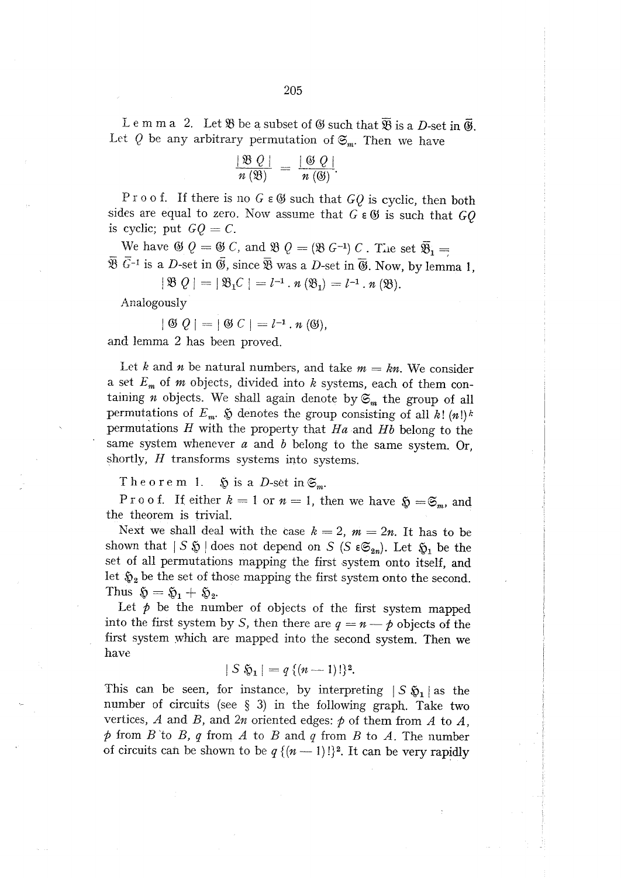Lemma 2. Let $\mathfrak{B}$ be a subset of $\mathfrak{G}$ such that $\overline{\mathfrak{B}}$ is a $D$-set in $\overline{\mathfrak{G}}$. Let $Q$ be any arbitrary permutation of $\mathfrak{S}_m$. Then we have

$$\frac{|\mathfrak{B}\, Q|}{n(\mathfrak{B})} = \frac{|\mathfrak{G}\, Q|}{n(\mathfrak{G})}.$$

Proof. If there is no $G \in \mathfrak{G}$ such that $GQ$ is cyclic, then both sides are equal to zero. Now assume that $G \in \mathfrak{G}$ is such that $GQ$ is cyclic; put $GQ = C$.

We have $\mathfrak{G}\, Q = \mathfrak{G}\, C$, and $\mathfrak{B}\, Q = (\mathfrak{B}\, G^{-1})\, C$. The set $\overline{\mathfrak{B}}_1 = \overline{\mathfrak{B}}\, \overline{G}^{-1}$ is a $D$-set in $\overline{\mathfrak{G}}$, since $\overline{\mathfrak{B}}$ was a $D$-set in $\overline{\mathfrak{G}}$. Now, by lemma 1,

$$|\mathfrak{B}\, Q| = |\mathfrak{B}_1 C| = l^{-1} . n(\mathfrak{B}_1) = l^{-1} . n(\mathfrak{B}).$$

Analogously

$$|\mathfrak{G}\, Q| = |\mathfrak{G}\, C| = l^{-1} . n(\mathfrak{G}),$$

and lemma 2 has been proved.

Let $k$ and $n$ be natural numbers, and take $m = kn$. We consider a set $E_m$ of $m$ objects, divided into $k$ systems, each of them containing $n$ objects. We shall again denote by $\mathfrak{S}_m$ the group of all permutations of $E_m$. $\mathfrak{H}$ denotes the group consisting of all $k!\,(n!)^k$ permutations $H$ with the property that $Ha$ and $Hb$ belong to the same system whenever $a$ and $b$ belong to the same system. Or, shortly, $H$ transforms systems into systems.

Theorem 1. $\mathfrak{H}$ is a $D$-set in $\mathfrak{S}_m$.

Proof. If either $k = 1$ or $n = 1$, then we have $\mathfrak{H} = \mathfrak{S}_m$, and the theorem is trivial.

Next we shall deal with the case $k = 2$, $m = 2n$. It has to be shown that $|S\, \mathfrak{H}|$ does not depend on $S$ ($S \in \mathfrak{S}_{2n}$). Let $\mathfrak{H}_1$ be the set of all permutations mapping the first system onto itself, and let $\mathfrak{H}_2$ be the set of those mapping the first system onto the second. Thus $\mathfrak{H} = \mathfrak{H}_1 + \mathfrak{H}_2$.

Let $p$ be the number of objects of the first system mapped into the first system by $S$, then there are $q = n - p$ objects of the first system which are mapped into the second system. Then we have

$$|S\, \mathfrak{H}_1| = q\,\{(n-1)!\}^2.$$

This can be seen, for instance, by interpreting $|S\, \mathfrak{H}_1|$ as the number of circuits (see § 3) in the following graph. Take two vertices, $A$ and $B$, and $2n$ oriented edges: $p$ of them from $A$ to $A$, $p$ from $B$ to $B$, $q$ from $A$ to $B$ and $q$ from $B$ to $A$. The number of circuits can be shown to be $q\,\{(n-1)!\}^2$. It can be very rapidly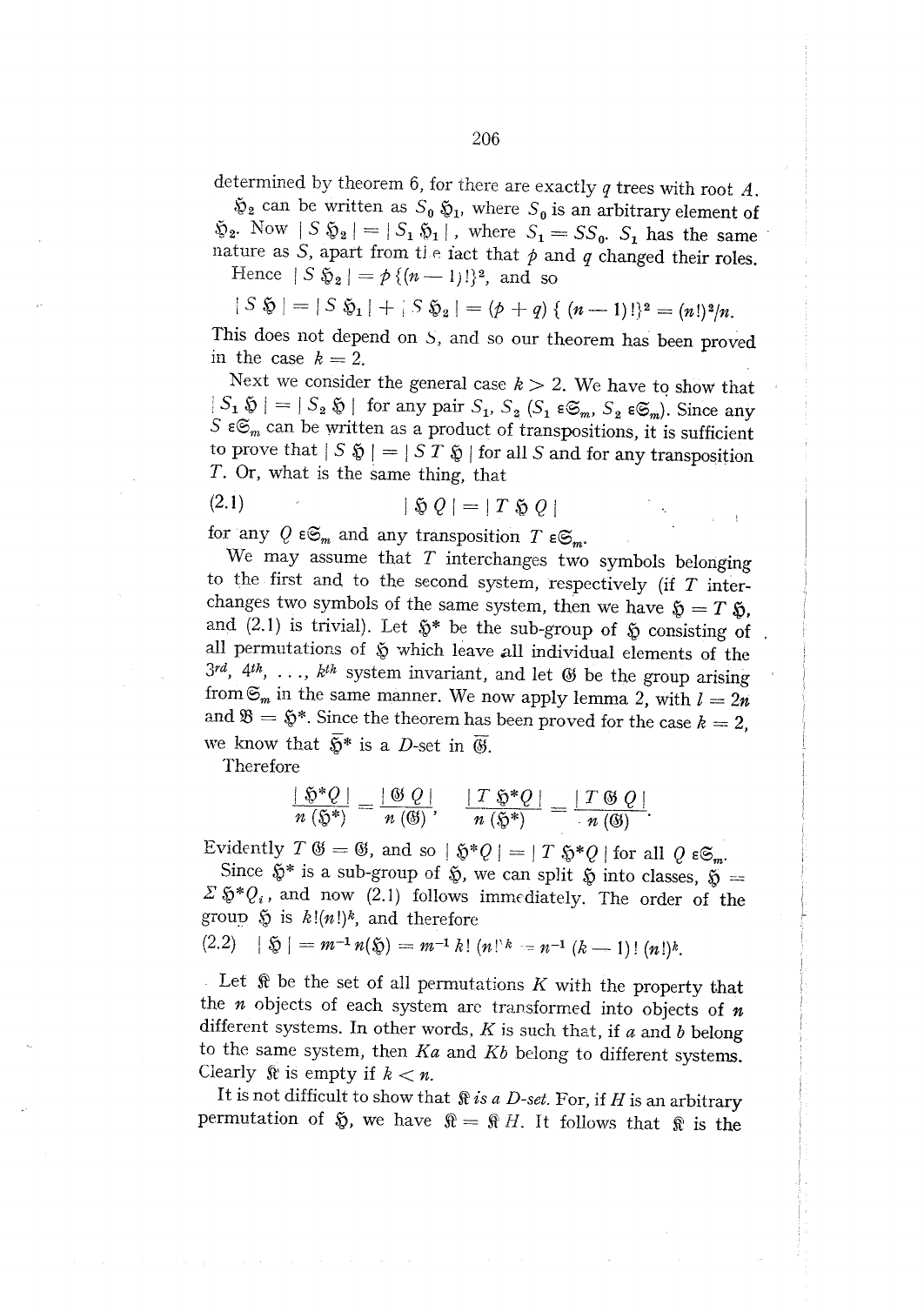determined by theorem 6, for there are exactly $q$ trees with root $A$.

$\mathfrak{H}_2$ can be written as $S_0 \mathfrak{H}_1$, where $S_0$ is an arbitrary element of $\mathfrak{H}_2$. Now $|S \mathfrak{H}_2| = |S_1 \mathfrak{H}_1|$, where $S_1 = SS_0$. $S_1$ has the same nature as $S$, apart from the fact that $p$ and $q$ changed their roles.

Hence $|S \mathfrak{H}_2| = p\{(n-1)!\}^2$, and so

$$|S \mathfrak{H}| = |S \mathfrak{H}_1| + |S \mathfrak{H}_2| = (p+q)\{(n-1)!\}^2 = (n!)^2/n.$$

This does not depend on $S$, and so our theorem has been proved in the case $k = 2$.

Next we consider the general case $k > 2$. We have to show that $|S_1 \mathfrak{H}| = |S_2 \mathfrak{H}|$ for any pair $S_1, S_2$ ($S_1 \in \mathfrak{S}_m$, $S_2 \in \mathfrak{S}_m$). Since any $S \in \mathfrak{S}_m$ can be written as a product of transpositions, it is sufficient to prove that $|S \mathfrak{H}| = |S T \mathfrak{H}|$ for all $S$ and for any transposition $T$. Or, what is the same thing, that

$$(2.1) \qquad |\mathfrak{H} Q| = |T \mathfrak{H} Q|$$

for any $Q \in \mathfrak{S}_m$ and any transposition $T \in \mathfrak{S}_m$.

We may assume that $T$ interchanges two symbols belonging to the first and to the second system, respectively (if $T$ interchanges two symbols of the same system, then we have $\mathfrak{H} = T \mathfrak{H}$, and (2.1) is trivial). Let $\mathfrak{H}^*$ be the sub-group of $\mathfrak{H}$ consisting of all permutations of $\mathfrak{H}$ which leave all individual elements of the $3^{rd}$, $4^{th}$, ..., $k^{th}$ system invariant, and let $\mathfrak{G}$ be the group arising from $\mathfrak{S}_m$ in the same manner. We now apply lemma 2, with $l = 2n$ and $\mathfrak{B} = \mathfrak{H}^*$. Since the theorem has been proved for the case $k = 2$, we know that $\mathfrak{H}^*$ is a $D$-set in $\mathfrak{G}$.

Therefore

$$\frac{|\mathfrak{H}^* Q|}{n(\mathfrak{H}^*)} = \frac{|\mathfrak{G} Q|}{n(\mathfrak{G})}, \quad \frac{|T \mathfrak{H}^* Q|}{n(\mathfrak{H}^*)} = \frac{|T \mathfrak{G} Q|}{n(\mathfrak{G})}.$$

Evidently $T \mathfrak{G} = \mathfrak{G}$, and so $|\mathfrak{H}^* Q| = |T \mathfrak{H}^* Q|$ for all $Q \in \mathfrak{S}_m$.

Since $\mathfrak{H}^*$ is a sub-group of $\mathfrak{H}$, we can split $\mathfrak{H}$ into classes, $\mathfrak{H} = \Sigma \mathfrak{H}^* Q_i$, and now (2.1) follows immediately. The order of the group $\mathfrak{H}$ is $k!(n!)^k$, and therefore

$$(2.2) \quad |\mathfrak{H}| = m^{-1} n(\mathfrak{H}) = m^{-1} k! (n!)^k = n^{-1} (k-1)! (n!)^k.$$

Let $\mathfrak{K}$ be the set of all permutations $K$ with the property that the $n$ objects of each system are transformed into objects of $n$ different systems. In other words, $K$ is such that, if $a$ and $b$ belong to the same system, then $Ka$ and $Kb$ belong to different systems. Clearly $\mathfrak{K}$ is empty if $k < n$.

It is not difficult to show that *$\mathfrak{K}$ is a $D$-set*. For, if $H$ is an arbitrary permutation of $\mathfrak{H}$, we have $\mathfrak{K} = \mathfrak{K} H$. It follows that $\mathfrak{K}$ is the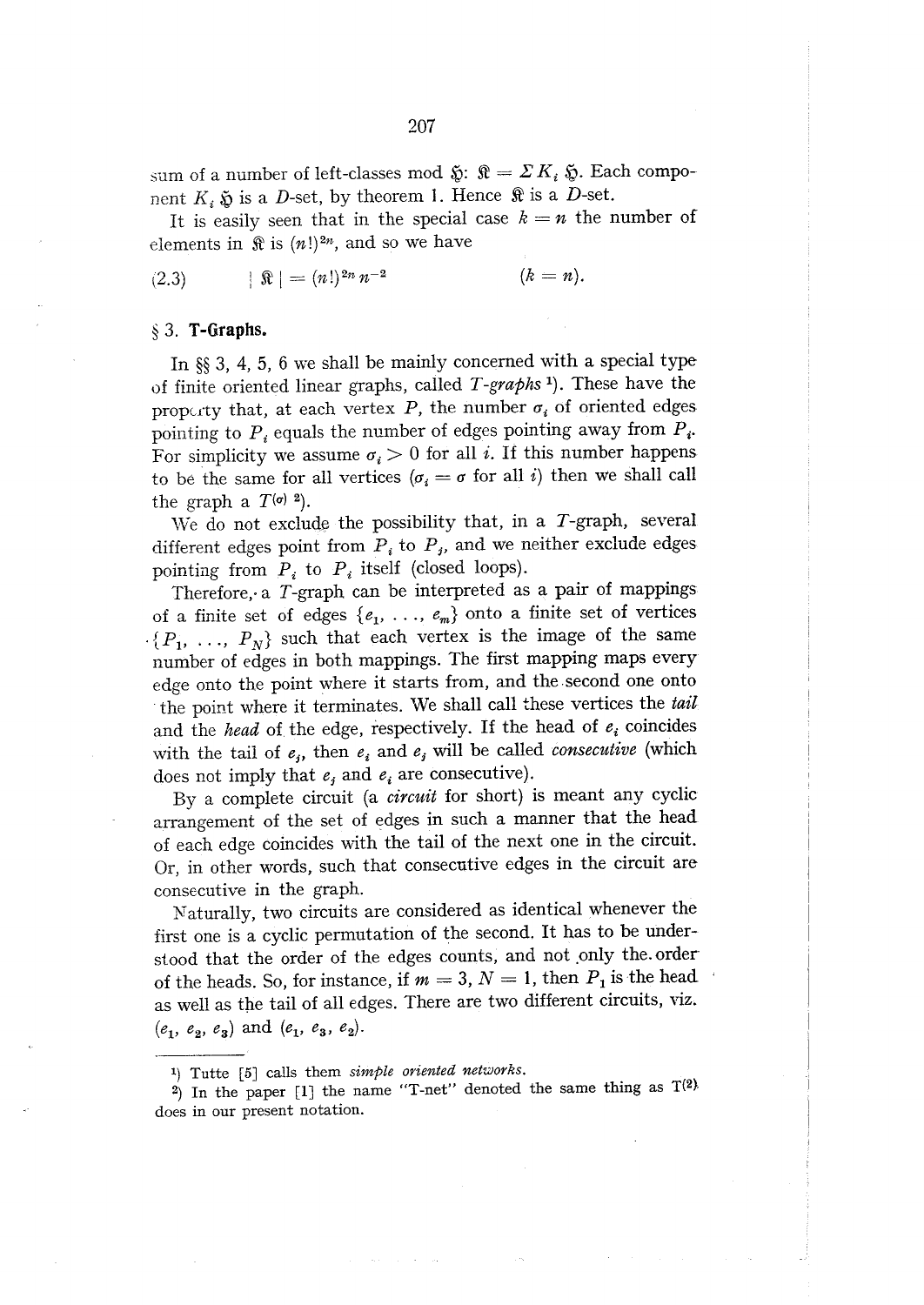sum of a number of left-classes mod $\mathfrak{H}$: $\mathfrak{K} = \Sigma K_i \mathfrak{H}$. Each component $K_i \mathfrak{H}$ is a $D$-set, by theorem 1. Hence $\mathfrak{K}$ is a $D$-set.

It is easily seen that in the special case $k = n$ the number of elements in $\mathfrak{K}$ is $(n!)^{2n}$, and so we have

$$(2.3) \qquad |\mathfrak{K}| = (n!)^{2n} n^{-2} \qquad (k = n).$$

## § 3. T-Graphs.

In §§ 3, 4, 5, 6 we shall be mainly concerned with a special type of finite oriented linear graphs, called *T-graphs* [1]). These have the property that, at each vertex $P_i$ the number $\sigma_i$ of oriented edges pointing to $P_i$ equals the number of edges pointing away from $P_i$. For simplicity we assume $\sigma_i > 0$ for all $i$. If this number happens to be the same for all vertices ($\sigma_i = \sigma$ for all $i$) then we shall call the graph a $T^{(\sigma)}$ [2]).

We do not exclude the possibility that, in a $T$-graph, several different edges point from $P_i$ to $P_j$, and we neither exclude edges pointing from $P_i$ to $P_i$ itself (closed loops).

Therefore, a $T$-graph can be interpreted as a pair of mappings of a finite set of edges $\{e_1, \ldots, e_m\}$ onto a finite set of vertices $\{P_1, \ldots, P_N\}$ such that each vertex is the image of the same number of edges in both mappings. The first mapping maps every edge onto the point where it starts from, and the second one onto the point where it terminates. We shall call these vertices the *tail* and the *head* of the edge, respectively. If the head of $e_i$ coincides with the tail of $e_j$, then $e_i$ and $e_j$ will be called *consecutive* (which does not imply that $e_j$ and $e_i$ are consecutive).

By a complete circuit (a *circuit* for short) is meant any cyclic arrangement of the set of edges in such a manner that the head of each edge coincides with the tail of the next one in the circuit. Or, in other words, such that consecutive edges in the circuit are consecutive in the graph.

Naturally, two circuits are considered as identical whenever the first one is a cyclic permutation of the second. It has to be understood that the order of the edges counts, and not only the order of the heads. So, for instance, if $m = 3$, $N = 1$, then $P_1$ is the head as well as the tail of all edges. There are two different circuits, viz. $(e_1, e_2, e_3)$ and $(e_1, e_3, e_2)$.

---

[1]) Tutte [5] calls them *simple oriented networks*.

[2]) In the paper [1] the name "T-net" denoted the same thing as $T^{(2)}$ does in our present notation.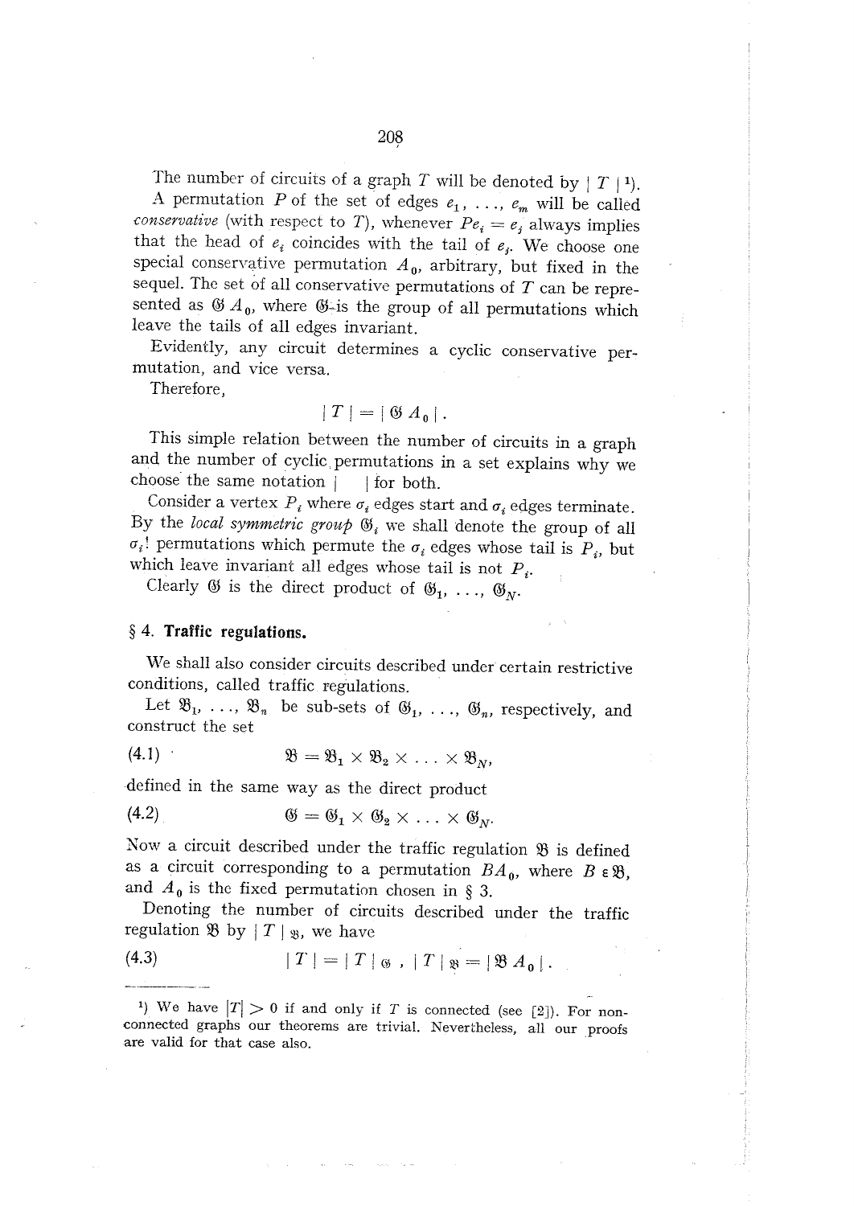The number of circuits of a graph $T$ will be denoted by $|T|$ [1].

A permutation $P$ of the set of edges $e_1, \ldots, e_m$ will be called *conservative* (with respect to $T$), whenever $Pe_i = e_j$ always implies that the head of $e_i$ coincides with the tail of $e_j$. We choose one special conservative permutation $A_0$, arbitrary, but fixed in the sequel. The set of all conservative permutations of $T$ can be represented as $\mathfrak{G} A_0$, where $\mathfrak{G}$ is the group of all permutations which leave the tails of all edges invariant.

Evidently, any circuit determines a cyclic conservative permutation, and vice versa.

Therefore,

$$|T| = |\mathfrak{G} A_0|.$$

This simple relation between the number of circuits in a graph and the number of cyclic permutations in a set explains why we choose the same notation $|\quad|$ for both.

Consider a vertex $P_i$ where $\sigma_i$ edges start and $\sigma_i$ edges terminate. By the *local symmetric group* $\mathfrak{G}_i$ we shall denote the group of all $\sigma_i!$ permutations which permute the $\sigma_i$ edges whose tail is $P_i$, but which leave invariant all edges whose tail is not $P_i$.

Clearly $\mathfrak{G}$ is the direct product of $\mathfrak{G}_1, \ldots, \mathfrak{G}_N$.

## § 4. Traffic regulations.

We shall also consider circuits described under certain restrictive conditions, called traffic regulations.

Let $\mathfrak{B}_1, \ldots, \mathfrak{B}_n$ be sub-sets of $\mathfrak{G}_1, \ldots, \mathfrak{G}_n$, respectively, and construct the set

$$\mathfrak{B} = \mathfrak{B}_1 \times \mathfrak{B}_2 \times \ldots \times \mathfrak{B}_N, \tag{4.1}$$

defined in the same way as the direct product

$$\mathfrak{G} = \mathfrak{G}_1 \times \mathfrak{G}_2 \times \ldots \times \mathfrak{G}_N. \tag{4.2}$$

Now a circuit described under the traffic regulation $\mathfrak{B}$ is defined as a circuit corresponding to a permutation $BA_0$, where $B \in \mathfrak{B}$, and $A_0$ is the fixed permutation chosen in § 3.

Denoting the number of circuits described under the traffic regulation $\mathfrak{B}$ by $|T|_{\mathfrak{B}}$, we have

$$|T| = |T|_{\mathfrak{G}}, \quad |T|_{\mathfrak{B}} = |\mathfrak{B} A_0|. \tag{4.3}$$

---

[1] We have $|T| > 0$ if and only if $T$ is connected (see [2]). For non-connected graphs our theorems are trivial. Nevertheless, all our proofs are valid for that case also.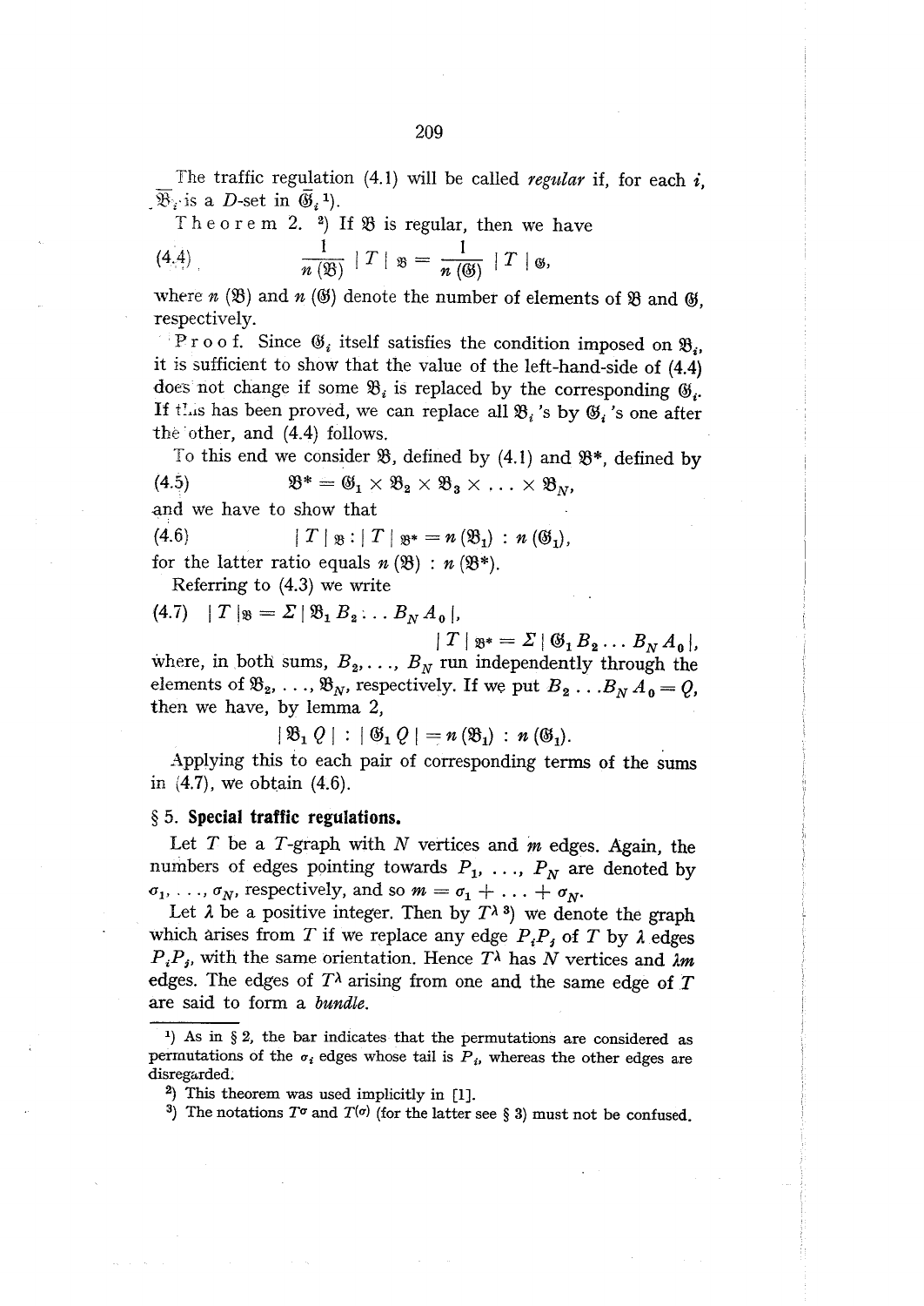The traffic regulation (4.1) will be called *regular* if, for each $i$, $\bar{\mathfrak{B}}_i$ is a $D$-set in $\bar{\mathfrak{G}}_i$ [1]).

Theorem 2. [2]) If $\mathfrak{B}$ is regular, then we have

$$\frac{1}{n(\mathfrak{B})} \mid T \mid_{\mathfrak{B}} = \frac{1}{n(\mathfrak{G})} \mid T \mid_{\mathfrak{G}}, \tag{4.4}$$

where $n(\mathfrak{B})$ and $n(\mathfrak{G})$ denote the number of elements of $\mathfrak{B}$ and $\mathfrak{G}$, respectively.

Proof. Since $\mathfrak{G}_i$ itself satisfies the condition imposed on $\mathfrak{B}_i$, it is sufficient to show that the value of the left-hand-side of (4.4) does not change if some $\mathfrak{B}_i$ is replaced by the corresponding $\mathfrak{G}_i$. If this has been proved, we can replace all $\mathfrak{B}_i$'s by $\mathfrak{G}_i$'s one after the other, and (4.4) follows.

To this end we consider $\mathfrak{B}$, defined by (4.1) and $\mathfrak{B}^*$, defined by

$$\mathfrak{B}^* = \mathfrak{G}_1 \times \mathfrak{B}_2 \times \mathfrak{B}_3 \times \ldots \times \mathfrak{B}_N, \tag{4.5}$$

and we have to show that

$$\mid T \mid_{\mathfrak{B}} : \mid T \mid_{\mathfrak{B}^*} = n(\mathfrak{B}_1) : n(\mathfrak{G}_1), \tag{4.6}$$

for the latter ratio equals $n(\mathfrak{B}) : n(\mathfrak{B}^*)$.

Referring to (4.3) we write

$$\mid T \mid_{\mathfrak{B}} = \Sigma \mid \mathfrak{B}_1 B_2 \ldots B_N A_0 \mid, \tag{4.7}$$

$$\mid T \mid_{\mathfrak{B}^*} = \Sigma \mid \mathfrak{G}_1 B_2 \ldots B_N A_0 \mid,$$

where, in both sums, $B_2, \ldots, B_N$ run independently through the elements of $\mathfrak{B}_2, \ldots, \mathfrak{B}_N$, respectively. If we put $B_2 \ldots B_N A_0 = Q$, then we have, by lemma 2,

$$\mid \mathfrak{B}_1 Q \mid : \mid \mathfrak{G}_1 Q \mid = n(\mathfrak{B}_1) : n(\mathfrak{G}_1).$$

Applying this to each pair of corresponding terms of the sums in (4.7), we obtain (4.6).

## § 5. Special traffic regulations.

Let $T$ be a $T$-graph with $N$ vertices and $m$ edges. Again, the numbers of edges pointing towards $P_1, \ldots, P_N$ are denoted by $\sigma_1, \ldots, \sigma_N$, respectively, and so $m = \sigma_1 + \ldots + \sigma_N$.

Let $\lambda$ be a positive integer. Then by $T^\lambda$ [3]) we denote the graph which arises from $T$ if we replace any edge $P_iP_j$ of $T$ by $\lambda$ edges $P_iP_j$, with the same orientation. Hence $T^\lambda$ has $N$ vertices and $\lambda m$ edges. The edges of $T^\lambda$ arising from one and the same edge of $T$ are said to form a *bundle*.

---

[1]) As in § 2, the bar indicates that the permutations are considered as permutations of the $\sigma_i$ edges whose tail is $P_i$, whereas the other edges are disregarded.

[2]) This theorem was used implicitly in [1].

[3]) The notations $T^\sigma$ and $T^{(\sigma)}$ (for the latter see § 3) must not be confused.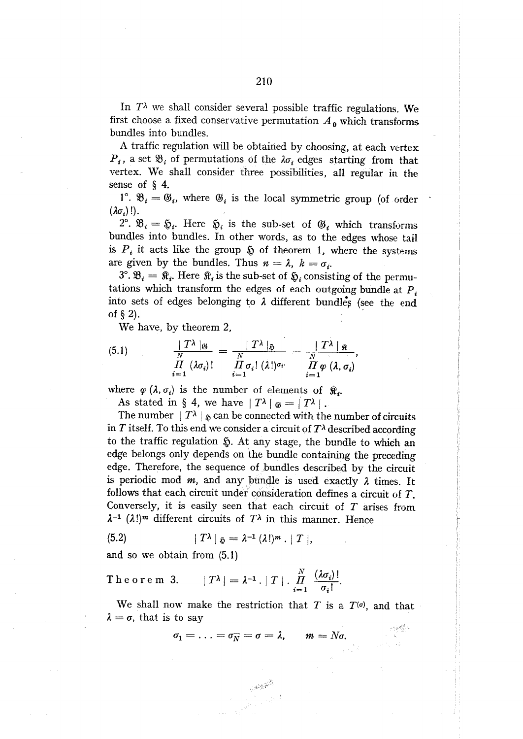In $T^\lambda$ we shall consider several possible traffic regulations. We first choose a fixed conservative permutation $A_0$ which transforms bundles into bundles.

A traffic regulation will be obtained by choosing, at each vertex $P_i$, a set $\mathfrak{B}_i$ of permutations of the $\lambda\sigma_i$ edges starting from that vertex. We shall consider three possibilities, all regular in the sense of § 4.

1°. $\mathfrak{B}_i = \mathfrak{G}_i$, where $\mathfrak{G}_i$ is the local symmetric group (of order $(\lambda\sigma_i)!$).

2°. $\mathfrak{B}_i = \mathfrak{H}_i$. Here $\mathfrak{H}_i$ is the sub-set of $\mathfrak{G}_i$ which transforms bundles into bundles. In other words, as to the edges whose tail is $P_i$ it acts like the group $\mathfrak{H}$ of theorem 1, where the systems are given by the bundles. Thus $n = \lambda$, $k = \sigma_i$.

3°. $\mathfrak{B}_i = \mathfrak{K}_i$. Here $\mathfrak{K}_i$ is the sub-set of $\mathfrak{H}_i$ consisting of the permutations which transform the edges of each outgoing bundle at $P_i$ into sets of edges belonging to $\lambda$ different bundles (see the end of § 2).

We have, by theorem 2,

$$\text{(5.1)} \qquad \frac{|T^\lambda|_{\mathfrak{G}}}{\prod\limits_{i=1}^{N} (\lambda\sigma_i)!} = \frac{|T^\lambda|_{\mathfrak{H}}}{\prod\limits_{i=1}^{N} \sigma_i!\,(\lambda!)^{\sigma_i}} = \frac{|T^\lambda|_{\mathfrak{K}}}{\prod\limits_{i=1}^{N} \varphi(\lambda, \sigma_i)},$$

where $\varphi(\lambda, \sigma_i)$ is the number of elements of $\mathfrak{K}_i$.

As stated in § 4, we have $|T^\lambda|_{\mathfrak{G}} = |T^\lambda|$.

The number $|T^\lambda|_{\mathfrak{H}}$ can be connected with the number of circuits in $T$ itself. To this end we consider a circuit of $T^\lambda$ described according to the traffic regulation $\mathfrak{H}$. At any stage, the bundle to which an edge belongs only depends on the bundle containing the preceding edge. Therefore, the sequence of bundles described by the circuit is periodic mod $m$, and any bundle is used exactly $\lambda$ times. It follows that each circuit under consideration defines a circuit of $T$. Conversely, it is easily seen that each circuit of $T$ arises from $\lambda^{-1}(\lambda!)^m$ different circuits of $T^\lambda$ in this manner. Hence

$$\text{(5.2)} \qquad |T^\lambda|_{\mathfrak{H}} = \lambda^{-1}(\lambda!)^m \, . \, |T|,$$

and so we obtain from (5.1)

**Theorem 3.** $\quad |T^\lambda| = \lambda^{-1} \, . \, |T| \, . \, \prod\limits_{i=1}^{N} \dfrac{(\lambda\sigma_i)!}{\sigma_i!}.$

We shall now make the restriction that $T$ is a $T^{(\sigma)}$, and that $\lambda = \sigma$, that is to say

$$\sigma_1 = \ldots = \sigma_N = \sigma = \lambda, \qquad m = N\sigma.$$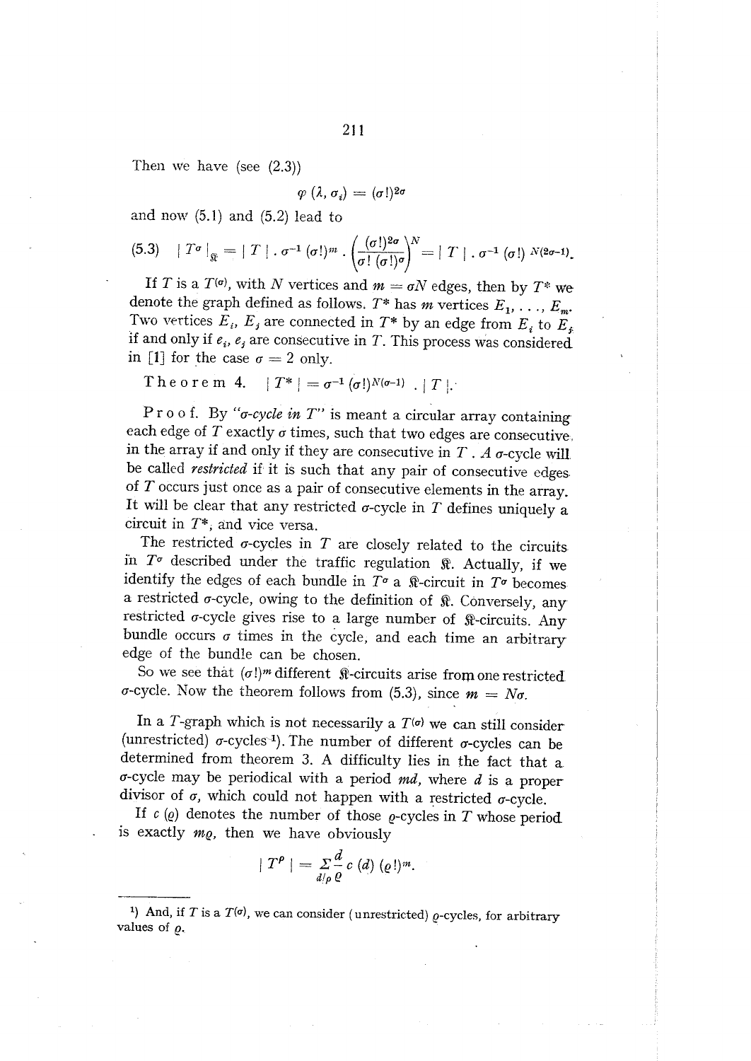Then we have (see (2.3))

$$\varphi(\lambda, \sigma_i) = (\sigma!)^{2\sigma}$$

and now (5.1) and (5.2) lead to

$$(5.3) \quad | T^\sigma |_{\mathfrak{R}} = | T | \cdot \sigma^{-1} (\sigma!)^m \cdot \left( \frac{(\sigma!)^{2\sigma}}{\sigma! \, (\sigma!)^\sigma} \right)^N = | T | \cdot \sigma^{-1} (\sigma!)^{N(2\sigma - 1)}.$$

If $T$ is a $T^{(\sigma)}$, with $N$ vertices and $m = \sigma N$ edges, then by $T^*$ we denote the graph defined as follows. $T^*$ has $m$ vertices $E_1, \ldots, E_m$. Two vertices $E_i$, $E_j$ are connected in $T^*$ by an edge from $E_i$ to $E_j$ if and only if $e_i$, $e_j$ are consecutive in $T$. This process was considered in [1] for the case $\sigma = 2$ only.

Theorem 4. $| T^* | = \sigma^{-1} (\sigma!)^{N(\sigma-1)} \cdot | T |$.

Proof. By "*$\sigma$-cycle in $T$*" is meant a circular array containing each edge of $T$ exactly $\sigma$ times, such that two edges are consecutive in the array if and only if they are consecutive in $T$. A $\sigma$-cycle will be called *restricted* if it is such that any pair of consecutive edges of $T$ occurs just once as a pair of consecutive elements in the array. It will be clear that any restricted $\sigma$-cycle in $T$ defines uniquely a circuit in $T^*$, and vice versa.

The restricted $\sigma$-cycles in $T$ are closely related to the circuits in $T^\sigma$ described under the traffic regulation $\mathfrak{R}$. Actually, if we identify the edges of each bundle in $T^\sigma$ a $\mathfrak{R}$-circuit in $T^\sigma$ becomes a restricted $\sigma$-cycle, owing to the definition of $\mathfrak{R}$. Conversely, any restricted $\sigma$-cycle gives rise to a large number of $\mathfrak{R}$-circuits. Any bundle occurs $\sigma$ times in the cycle, and each time an arbitrary edge of the bundle can be chosen.

So we see that $(\sigma!)^m$ different $\mathfrak{R}$-circuits arise from one restricted $\sigma$-cycle. Now the theorem follows from (5.3), since $m = N\sigma$.

In a $T$-graph which is not necessarily a $T^{(\sigma)}$ we can still consider (unrestricted) $\sigma$-cycles [1]). The number of different $\sigma$-cycles can be determined from theorem 3. A difficulty lies in the fact that a $\sigma$-cycle may be periodical with a period $md$, where $d$ is a proper divisor of $\sigma$, which could not happen with a restricted $\sigma$-cycle.

If $c(\varrho)$ denotes the number of those $\varrho$-cycles in $T$ whose period is exactly $m\varrho$, then we have obviously

$$| T^\rho | = \sum_{d/\rho} \frac{d}{\varrho} \, c(d) \, (\varrho!)^m.$$

[1]) And, if $T$ is a $T^{(\sigma)}$, we can consider (unrestricted) $\varrho$-cycles, for arbitrary values of $\varrho$.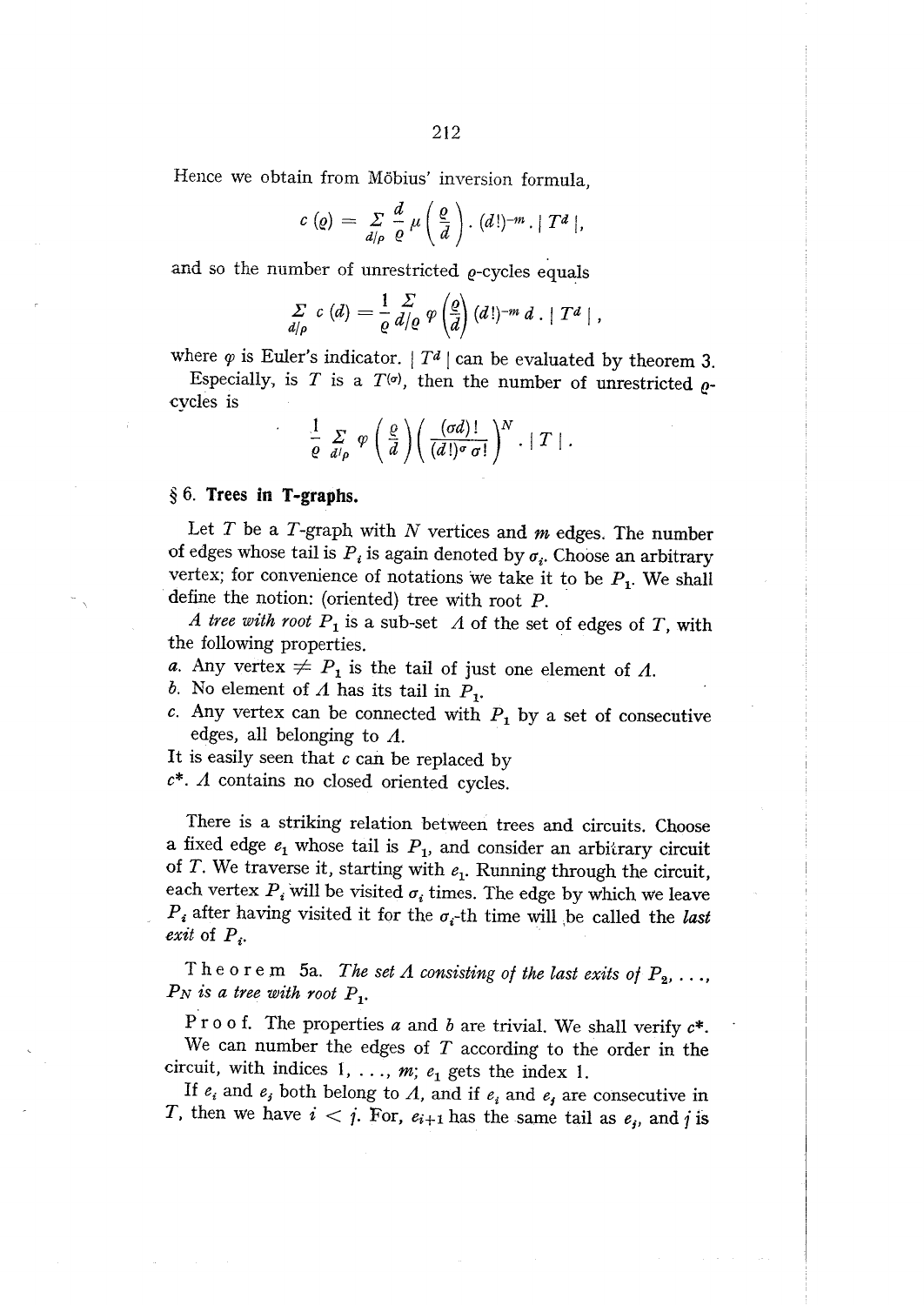Hence we obtain from Möbius' inversion formula,

$$c(\varrho) = \sum_{d/\rho} \frac{d}{\varrho} \mu\left(\frac{\varrho}{d}\right) . (d!)^{-m} . | T^d |,$$

and so the number of unrestricted $\varrho$-cycles equals

$$\sum_{d/\rho} c(d) = \frac{1}{\varrho} \sum_{d/\varrho} \varphi\left(\frac{\varrho}{d}\right) (d!)^{-m} d . | T^d | ,$$

where $\varphi$ is Euler's indicator. $| T^d |$ can be evaluated by theorem 3.

Especially, is $T$ is a $T^{(\sigma)}$, then the number of unrestricted $\varrho$-cycles is

$$\frac{1}{\varrho} \sum_{d/\rho} \varphi\left(\frac{\varrho}{d}\right)\left(\frac{(\sigma d)!}{(d!)^{\sigma} \sigma!}\right)^{N} . | T | .$$

## § 6. Trees in T-graphs.

Let $T$ be a $T$-graph with $N$ vertices and $m$ edges. The number of edges whose tail is $P_i$ is again denoted by $\sigma_i$. Choose an arbitrary vertex; for convenience of notations we take it to be $P_1$. We shall define the notion: (oriented) tree with root $P$.

*A tree with root* $P_1$ is a sub-set $\Lambda$ of the set of edges of $T$, with the following properties.

*a.* Any vertex $\neq P_1$ is the tail of just one element of $\Lambda$.

*b.* No element of $\Lambda$ has its tail in $P_1$.

*c.* Any vertex can be connected with $P_1$ by a set of consecutive edges, all belonging to $\Lambda$.

It is easily seen that $c$ can be replaced by

*c\**. $\Lambda$ contains no closed oriented cycles.

There is a striking relation between trees and circuits. Choose a fixed edge $e_1$ whose tail is $P_1$, and consider an arbitrary circuit of $T$. We traverse it, starting with $e_1$. Running through the circuit, each vertex $P_i$ will be visited $\sigma_i$ times. The edge by which we leave $P_i$ after having visited it for the $\sigma_i$-th time will be called the *last exit* of $P_i$.

Theorem 5a. *The set $\Lambda$ consisting of the last exits of $P_2, \ldots, P_N$ is a tree with root $P_1$.*

Proof. The properties *a* and *b* are trivial. We shall verify *c\**.

We can number the edges of $T$ according to the order in the circuit, with indices $1, \ldots, m$; $e_1$ gets the index 1.

If $e_i$ and $e_j$ both belong to $\Lambda$, and if $e_i$ and $e_j$ are consecutive in $T$, then we have $i < j$. For, $e_{i+1}$ has the same tail as $e_j$, and $j$ is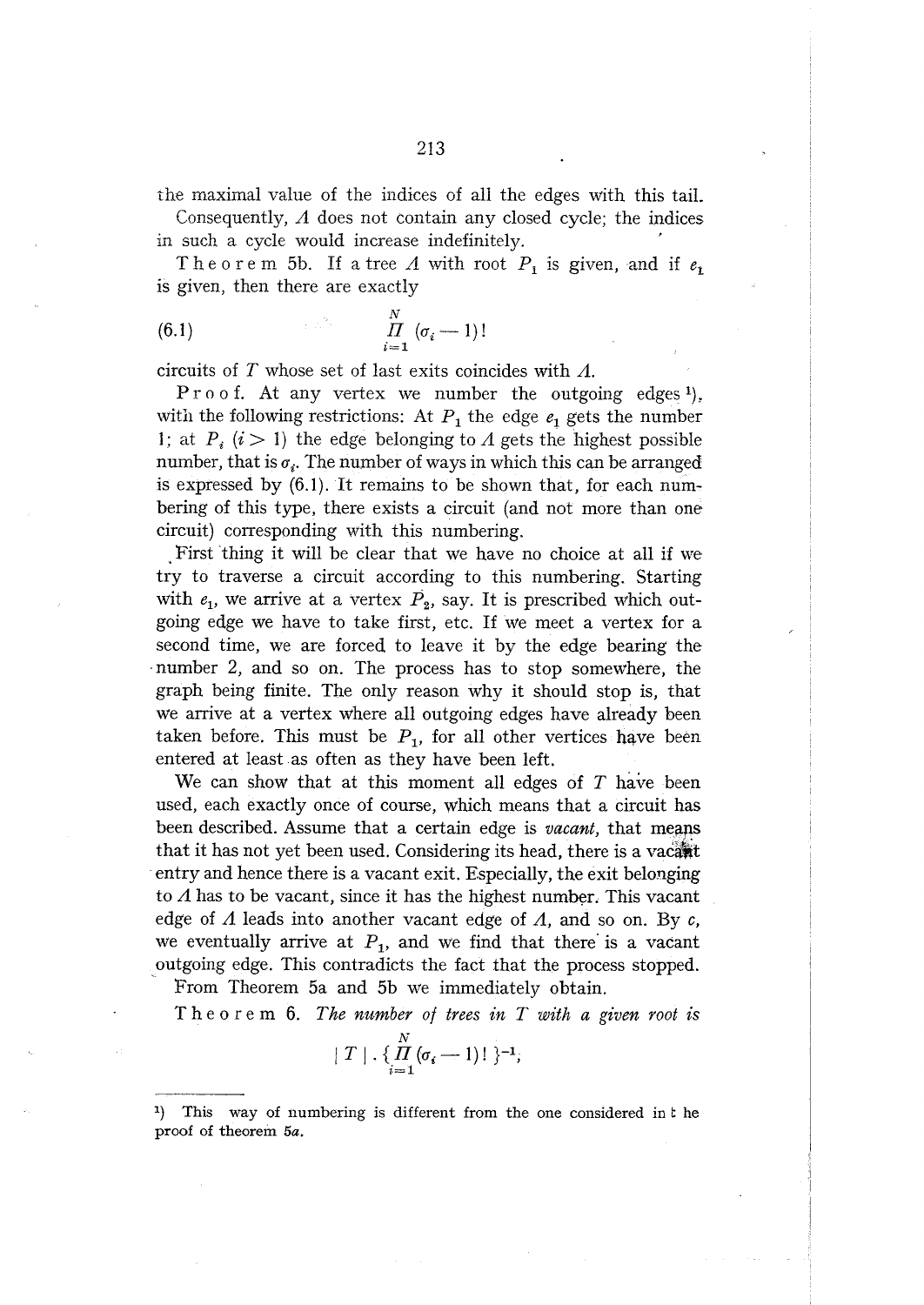the maximal value of the indices of all the edges with this tail.

Consequently, $A$ does not contain any closed cycle; the indices in such a cycle would increase indefinitely.

Theorem 5b. If a tree $A$ with root $P_1$ is given, and if $e_1$ is given, then there are exactly

$$\prod_{i=1}^{N} (\sigma_i - 1)! \tag{6.1}$$

circuits of $T$ whose set of last exits coincides with $A$.

Proof. At any vertex we number the outgoing edges [1], with the following restrictions: At $P_1$ the edge $e_1$ gets the number 1; at $P_i$ $(i > 1)$ the edge belonging to $A$ gets the highest possible number, that is $\sigma_i$. The number of ways in which this can be arranged is expressed by (6.1). It remains to be shown that, for each numbering of this type, there exists a circuit (and not more than one circuit) corresponding with this numbering.

First thing it will be clear that we have no choice at all if we try to traverse a circuit according to this numbering. Starting with $e_1$, we arrive at a vertex $P_2$, say. It is prescribed which outgoing edge we have to take first, etc. If we meet a vertex for a second time, we are forced to leave it by the edge bearing the number 2, and so on. The process has to stop somewhere, the graph being finite. The only reason why it should stop is, that we arrive at a vertex where all outgoing edges have already been taken before. This must be $P_1$, for all other vertices have been entered at least as often as they have been left.

We can show that at this moment all edges of $T$ have been used, each exactly once of course, which means that a circuit has been described. Assume that a certain edge is *vacant*, that means that it has not yet been used. Considering its head, there is a vacant entry and hence there is a vacant exit. Especially, the exit belonging to $A$ has to be vacant, since it has the highest number. This vacant edge of $A$ leads into another vacant edge of $A$, and so on. By $c$, we eventually arrive at $P_1$, and we find that there is a vacant outgoing edge. This contradicts the fact that the process stopped.

From Theorem 5a and 5b we immediately obtain.

Theorem 6. *The number of trees in $T$ with a given root is*

$$|T| \cdot \{\prod_{i=1}^{N} (\sigma_i - 1)!\}^{-1},$$

---

[1] This way of numbering is different from the one considered in the proof of theorem 5*a*.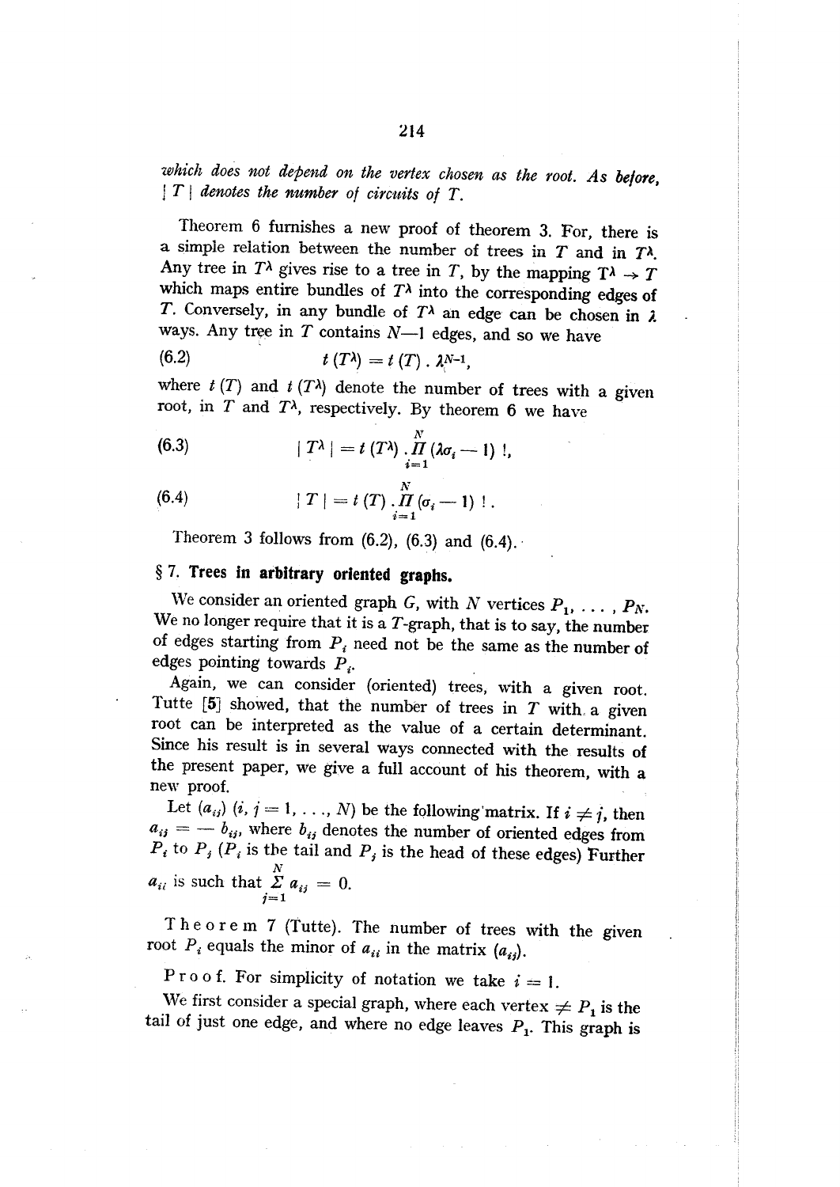*which does not depend on the vertex chosen as the root. As before, $|T|$ denotes the number of circuits of $T$.*

Theorem 6 furnishes a new proof of theorem 3. For, there is a simple relation between the number of trees in $T$ and in $T^\lambda$. Any tree in $T^\lambda$ gives rise to a tree in $T$, by the mapping $T^\lambda \to T$ which maps entire bundles of $T^\lambda$ into the corresponding edges of $T$. Conversely, in any bundle of $T^\lambda$ an edge can be chosen in $\lambda$ ways. Any tree in $T$ contains $N-1$ edges, and so we have

$$(6.2) \qquad t(T^\lambda) = t(T) \,.\, \lambda^{N-1},$$

where $t(T)$ and $t(T^\lambda)$ denote the number of trees with a given root, in $T$ and $T^\lambda$, respectively. By theorem 6 we have

$$(6.3) \qquad |T^\lambda| = t(T^\lambda) \,.\, \prod_{i=1}^{N} (\lambda\sigma_i - 1)\,!,$$

$$(6.4) \qquad |T| = t(T) \,.\, \prod_{i=1}^{N} (\sigma_i - 1)\,!\,.$$

Theorem 3 follows from (6.2), (6.3) and (6.4).

## § 7. Trees in arbitrary oriented graphs.

We consider an oriented graph $G$, with $N$ vertices $P_1, \ldots, P_N$. We no longer require that it is a $T$-graph, that is to say, the number of edges starting from $P_i$ need not be the same as the number of edges pointing towards $P_i$.

Again, we can consider (oriented) trees, with a given root. Tutte [5] showed, that the number of trees in $T$ with a given root can be interpreted as the value of a certain determinant. Since his result is in several ways connected with the results of the present paper, we give a full account of his theorem, with a new proof.

Let $(a_{ij})$ $(i, j = 1, \ldots, N)$ be the following matrix. If $i \neq j$, then $a_{ij} = -b_{ij}$, where $b_{ij}$ denotes the number of oriented edges from $P_i$ to $P_j$ ($P_i$ is the tail and $P_j$ is the head of these edges) Further $a_{ii}$ is such that $\sum_{j=1}^{N} a_{ij} = 0$.

T h e o r e m 7 (Tutte). The number of trees with the given root $P_i$ equals the minor of $a_{ii}$ in the matrix $(a_{ij})$.

P r o o f. For simplicity of notation we take $i = 1$.

We first consider a special graph, where each vertex $\neq P_1$ is the tail of just one edge, and where no edge leaves $P_1$. This graph is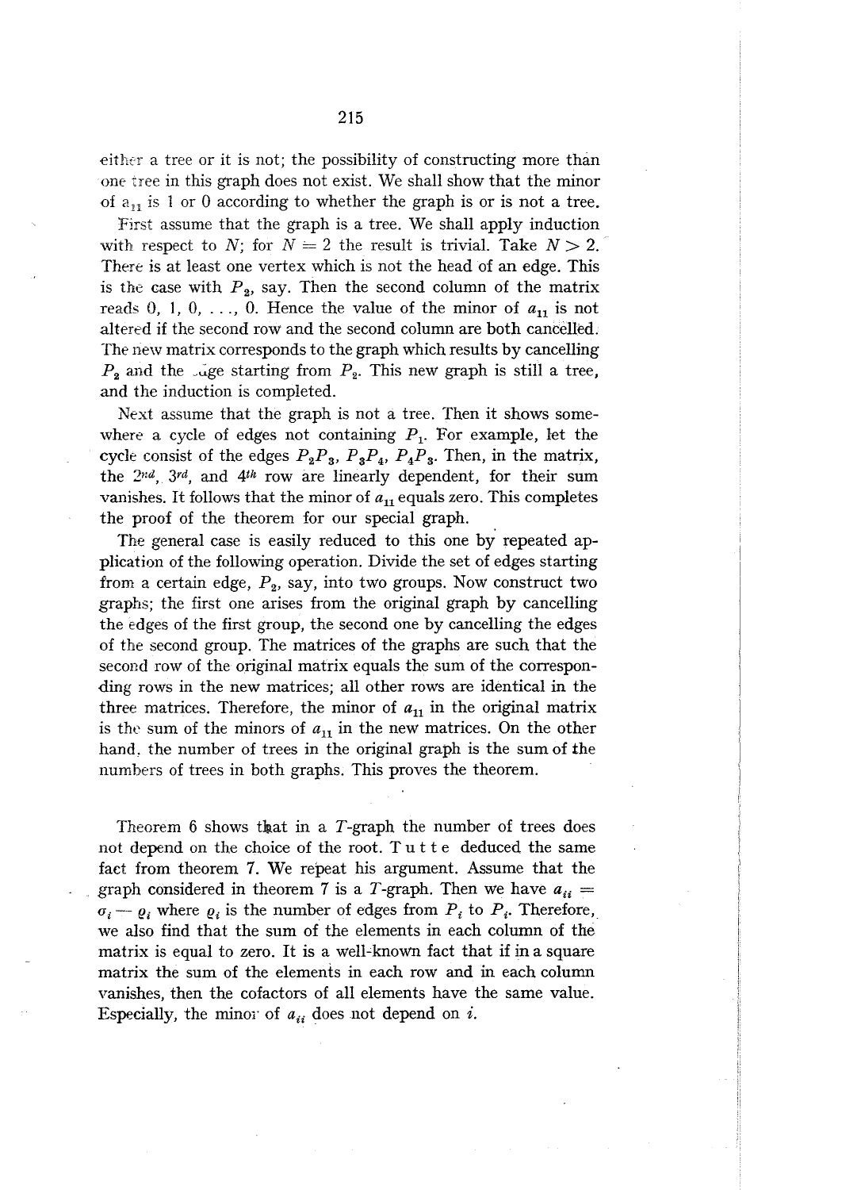either a tree or it is not; the possibility of constructing more than one tree in this graph does not exist. We shall show that the minor of $a_{11}$ is 1 or 0 according to whether the graph is or is not a tree.

First assume that the graph is a tree. We shall apply induction with respect to $N$; for $N = 2$ the result is trivial. Take $N > 2$. There is at least one vertex which is not the head of an edge. This is the case with $P_2$, say. Then the second column of the matrix reads 0, 1, 0, . . ., 0. Hence the value of the minor of $a_{11}$ is not altered if the second row and the second column are both cancelled. The new matrix corresponds to the graph which results by cancelling $P_2$ and the edge starting from $P_2$. This new graph is still a tree, and the induction is completed.

Next assume that the graph is not a tree. Then it shows somewhere a cycle of edges not containing $P_1$. For example, let the cycle consist of the edges $P_2P_3$, $P_3P_4$, $P_4P_3$. Then, in the matrix, the $2^{nd}$, $3^{rd}$, and $4^{th}$ row are linearly dependent, for their sum vanishes. It follows that the minor of $a_{11}$ equals zero. This completes the proof of the theorem for our special graph.

The general case is easily reduced to this one by repeated application of the following operation. Divide the set of edges starting from a certain edge, $P_2$, say, into two groups. Now construct two graphs; the first one arises from the original graph by cancelling the edges of the first group, the second one by cancelling the edges of the second group. The matrices of the graphs are such that the second row of the original matrix equals the sum of the corresponding rows in the new matrices; all other rows are identical in the three matrices. Therefore, the minor of $a_{11}$ in the original matrix is the sum of the minors of $a_{11}$ in the new matrices. On the other hand, the number of trees in the original graph is the sum of the numbers of trees in both graphs. This proves the theorem.

Theorem 6 shows that in a $T$-graph the number of trees does not depend on the choice of the root. T u t t e deduced the same fact from theorem 7. We repeat his argument. Assume that the graph considered in theorem 7 is a $T$-graph. Then we have $a_{ii} = \sigma_i - \varrho_i$ where $\varrho_i$ is the number of edges from $P_i$ to $P_i$. Therefore, we also find that the sum of the elements in each column of the matrix is equal to zero. It is a well-known fact that if in a square matrix the sum of the elements in each row and in each column vanishes, then the cofactors of all elements have the same value. Especially, the minor of $a_{ii}$ does not depend on $i$.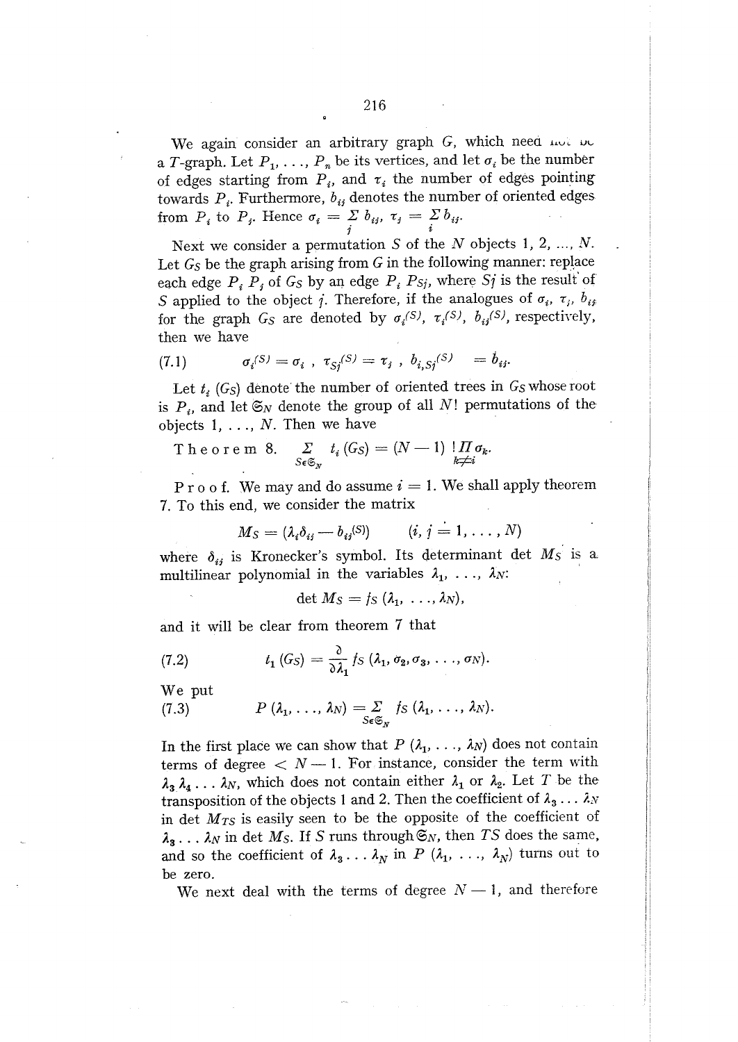We again consider an arbitrary graph $G$, which need not be a $T$-graph. Let $P_1, \ldots, P_n$ be its vertices, and let $\sigma_i$ be the number of edges starting from $P_i$, and $\tau_i$ the number of edges pointing towards $P_i$. Furthermore, $b_{ij}$ denotes the number of oriented edges from $P_i$ to $P_j$. Hence $\sigma_i = \sum_j b_{ij}$, $\tau_j = \sum_i b_{ij}$.

Next we consider a permutation $S$ of the $N$ objects $1, 2, \ldots, N$. Let $G_S$ be the graph arising from $G$ in the following manner: replace each edge $P_i P_j$ of $G_S$ by an edge $P_i P_{Sj}$, where $Sj$ is the result of $S$ applied to the object $j$. Therefore, if the analogues of $\sigma_i$, $\tau_j$, $b_{ij}$ for the graph $G_S$ are denoted by $\sigma_i^{(S)}$, $\tau_i^{(S)}$, $b_{ij}^{(S)}$, respectively, then we have

$$\sigma_i^{(S)} = \sigma_i \ , \ \ \tau_{Sj}^{(S)} = \tau_j \ , \ \ b_{i,Sj}^{(S)} = b_{ij}. \tag{7.1}$$

Let $t_i\,(G_S)$ denote the number of oriented trees in $G_S$ whose root is $P_i$, and let $\mathfrak{S}_N$ denote the group of all $N!$ permutations of the objects $1, \ldots, N$. Then we have

Theorem 8. $\sum_{S \in \mathfrak{S}_N} t_i\,(G_S) = (N-1)\,!\prod_{k \neq i} \sigma_k.$

Proof. We may and do assume $i = 1$. We shall apply theorem 7. To this end, we consider the matrix

$$M_S = (\lambda_i \delta_{ij} - b_{ij}^{(S)}) \qquad (i, j = 1, \ldots, N)$$

where $\delta_{ij}$ is Kronecker's symbol. Its determinant $\det M_S$ is a multilinear polynomial in the variables $\lambda_1, \ldots, \lambda_N$:

$$\det M_S = f_S\,(\lambda_1, \ldots, \lambda_N),$$

and it will be clear from theorem 7 that

$$t_1\,(G_S) = \frac{\partial}{\partial \lambda_1} f_S\,(\lambda_1, \sigma_2, \sigma_3, \ldots, \sigma_N). \tag{7.2}$$

We put

$$P\,(\lambda_1, \ldots, \lambda_N) = \sum_{S \in \mathfrak{S}_N} f_S\,(\lambda_1, \ldots, \lambda_N). \tag{7.3}$$

In the first place we can show that $P\,(\lambda_1, \ldots, \lambda_N)$ does not contain terms of degree $< N-1$. For instance, consider the term with $\lambda_3 \lambda_4 \ldots \lambda_N$, which does not contain either $\lambda_1$ or $\lambda_2$. Let $T$ be the transposition of the objects 1 and 2. Then the coefficient of $\lambda_3 \ldots \lambda_N$ in $\det M_{TS}$ is easily seen to be the opposite of the coefficient of $\lambda_3 \ldots \lambda_N$ in $\det M_S$. If $S$ runs through $\mathfrak{S}_N$, then $TS$ does the same, and so the coefficient of $\lambda_3 \ldots \lambda_N$ in $P\,(\lambda_1, \ldots, \lambda_N)$ turns out to be zero.

We next deal with the terms of degree $N-1$, and therefore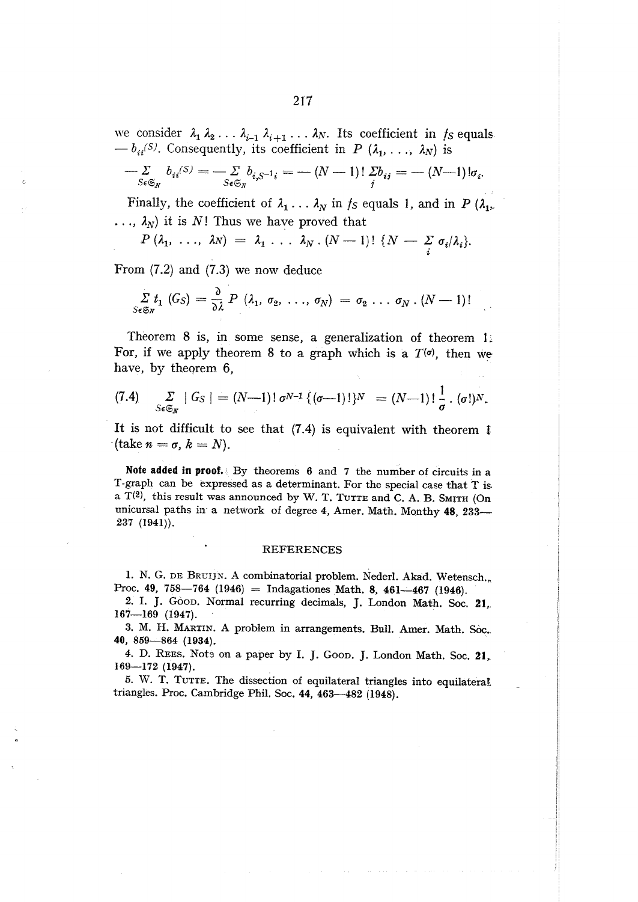we consider $\lambda_1 \lambda_2 \ldots \lambda_{i-1} \lambda_{i+1} \ldots \lambda_N$. Its coefficient in $f_S$ equals $-b_{ii}^{(S)}$. Consequently, its coefficient in $P(\lambda_1, \ldots, \lambda_N)$ is

$$-\sum_{S \in \mathfrak{S}_N} b_{ii}^{(S)} = -\sum_{S \in \mathfrak{S}_N} b_{i,S^{-1}i} = -(N-1)! \sum_j b_{ij} = -(N-1)! \sigma_i.$$

Finally, the coefficient of $\lambda_1 \ldots \lambda_N$ in $f_S$ equals 1, and in $P(\lambda_1, \ldots, \lambda_N)$ it is $N!$ Thus we have proved that

$$P(\lambda_1, \ldots, \lambda_N) = \lambda_1 \ldots \lambda_N \cdot (N-1)! \{N - \sum_i \sigma_i / \lambda_i\}.$$

From (7.2) and (7.3) we now deduce

$$\sum_{S \in \mathfrak{S}_N} t_1(G_S) = \frac{\partial}{\partial \lambda} P(\lambda_1, \sigma_2, \ldots, \sigma_N) = \sigma_2 \ldots \sigma_N \cdot (N-1)!$$

Theorem 8 is, in some sense, a generalization of theorem 1. For, if we apply theorem 8 to a graph which is a $T^{(\sigma)}$, then we have, by theorem 6,

$$(7.4) \qquad \sum_{S \in \mathfrak{S}_N} |G_S| = (N-1)! \, \sigma^{N-1} \{(\sigma-1)!\}^N = (N-1)! \, \frac{1}{\sigma} \cdot (\sigma!)^N.$$

It is not difficult to see that (7.4) is equivalent with theorem 1 (take $n = \sigma$, $k = N$).

**Note added in proof.** By theorems 6 and 7 the number of circuits in a T-graph can be expressed as a determinant. For the special case that T is a $T^{(2)}$, this result was announced by W. T. Tutte and C. A. B. Smith (On unicursal paths in a network of degree 4, Amer. Math. Monthy **48**, 233—237 (1941)).

## REFERENCES

1. N. G. de Bruijn. A combinatorial problem. Nederl. Akad. Wetensch., Proc. **49**, 758—764 (1946) = Indagationes Math. **8**, 461—467 (1946).
2. I. J. Good. Normal recurring decimals, J. London Math. Soc. **21**, 167—169 (1947).
3. M. H. Martin. A problem in arrangements. Bull. Amer. Math. Soc. **40**, 859—864 (1934).
4. D. Rees. Note on a paper by I. J. Good. J. London Math. Soc. **21**, 169—172 (1947).
5. W. T. Tutte. The dissection of equilateral triangles into equilateral triangles. Proc. Cambridge Phil. Soc. **44**, 463—482 (1948).